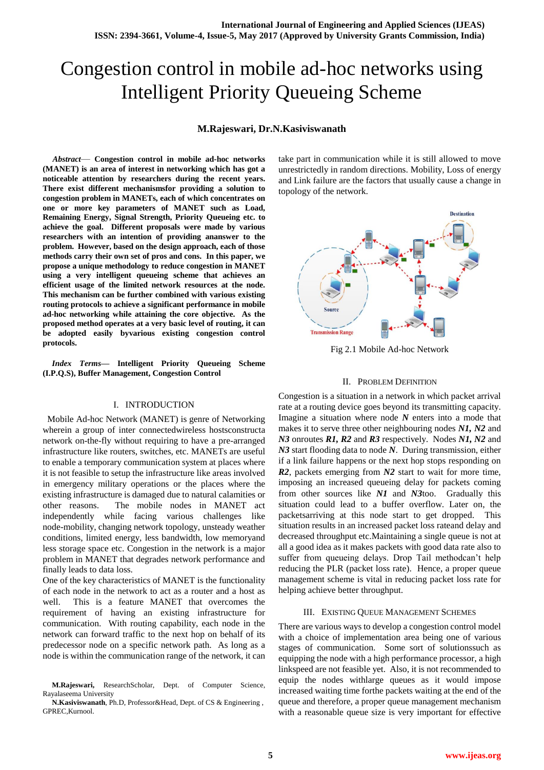# Congestion control in mobile ad-hoc networks using Intelligent Priority Queueing Scheme

**M.Rajeswari, Dr.N.Kasiviswanath**

***Abstract*— Congestion control in mobile ad-hoc networks (MANET) is an area of interest in networking which has got a noticeable attention by researchers during the recent years. There exist different mechanismsfor providing a solution to congestion problem in MANETs, each of which concentrates on one or more key parameters of MANET such as Load, Remaining Energy, Signal Strength, Priority Queueing etc. to achieve the goal. Different proposals were made by various researchers with an intention of providing ananswer to the problem. However, based on the design approach, each of those methods carry their own set of pros and cons. In this paper, we propose a unique methodology to reduce congestion in MANET using a very intelligent queueing scheme that achieves an efficient usage of the limited network resources at the node. This mechanism can be further combined with various existing routing protocols to achieve a significant performance in mobile ad-hoc networking while attaining the core objective. As the proposed method operates at a very basic level of routing, it can be adopted easily byvarious existing congestion control protocols.**

***Index Terms*— Intelligent Priority Queueing Scheme (I.P.Q.S), Buffer Management, Congestion Control**

## I. INTRODUCTION

Mobile Ad-hoc Network (MANET) is genre of Networking wherein a group of inter connectedwireless hostsconstructa network on-the-fly without requiring to have a pre-arranged infrastructure like routers, switches, etc. MANETs are useful to enable a temporary communication system at places where it is not feasible to setup the infrastructure like areas involved in emergency military operations or the places where the existing infrastructure is damaged due to natural calamities or other reasons. The mobile nodes in MANET act independently while facing various challenges like node-mobility, changing network topology, unsteady weather conditions, limited energy, less bandwidth, low memoryand less storage space etc. Congestion in the network is a major problem in MANET that degrades network performance and finally leads to data loss.

One of the key characteristics of MANET is the functionality of each node in the network to act as a router and a host as well. This is a feature MANET that overcomes the requirement of having an existing infrastructure for communication. With routing capability, each node in the network can forward traffic to the next hop on behalf of its predecessor node on a specific network path. As long as a node is within the communication range of the network, it can take part in communication while it is still allowed to move unrestrictedly in random directions. Mobility, Loss of energy and Link failure are the factors that usually cause a change in topology of the network.

Fig 2.1 Mobile Ad-hoc Network

## II. Problem Definition

Congestion is a situation in a network in which packet arrival rate at a routing device goes beyond its transmitting capacity. Imagine a situation where node ***N*** enters into a mode that makes it to serve three other neighbouring nodes ***N1, N2*** and ***N3*** onroutes ***R1, R2*** and ***R3*** respectively. Nodes ***N1, N2*** and ***N3*** start flooding data to node ***N***. During transmission, either if a link failure happens or the next hop stops responding on ***R2***, packets emerging from ***N2*** start to wait for more time, imposing an increased queueing delay for packets coming from other sources like ***N1*** and ***N3***too. Gradually this situation could lead to a buffer overflow. Later on, the packetsarriving at this node start to get dropped. This situation results in an increased packet loss rateand delay and decreased throughput etc.Maintaining a single queue is not at all a good idea as it makes packets with good data rate also to suffer from queueing delays. Drop Tail methodcan't help reducing the PLR (packet loss rate). Hence, a proper queue management scheme is vital in reducing packet loss rate for helping achieve better throughput.

## III. Existing Queue Management Schemes

There are various ways to develop a congestion control model with a choice of implementation area being one of various stages of communication. Some sort of solutionssuch as equipping the node with a high performance processor, a high linkspeed are not feasible yet. Also, it is not recommended to equip the nodes withlarge queues as it would impose increased waiting time forthe packets waiting at the end of the queue and therefore, a proper queue management mechanism with a reasonable queue size is very important for effective

**M.Rajeswari,** ResearchScholar, Dept. of Computer Science, Rayalaseema University

**N.Kasiviswanath**, Ph.D, Professor&Head, Dept. of CS & Engineering , GPREC,Kurnool.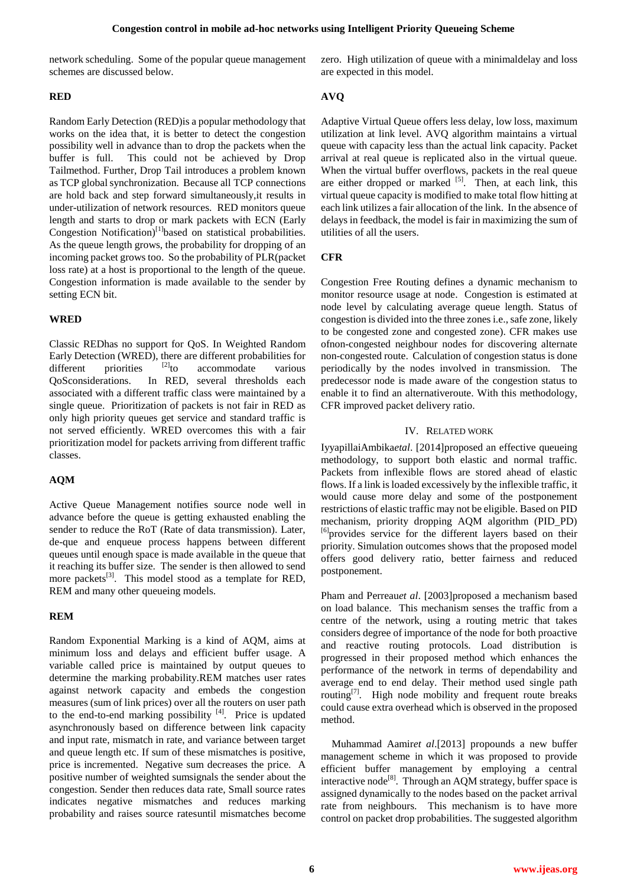network scheduling. Some of the popular queue management schemes are discussed below.

**RED**

Random Early Detection (RED)is a popular methodology that works on the idea that, it is better to detect the congestion possibility well in advance than to drop the packets when the buffer is full. This could not be achieved by Drop Tailmethod. Further, Drop Tail introduces a problem known as TCP global synchronization. Because all TCP connections are hold back and step forward simultaneously,it results in under-utilization of network resources. RED monitors queue length and starts to drop or mark packets with ECN (Early Congestion Notification)[1]based on statistical probabilities. As the queue length grows, the probability for dropping of an incoming packet grows too. So the probability of PLR(packet loss rate) at a host is proportional to the length of the queue. Congestion information is made available to the sender by setting ECN bit.

**WRED**

Classic REDhas no support for QoS. In Weighted Random Early Detection (WRED), there are different probabilities for different priorities [2]to accommodate various QoSconsiderations. In RED, several thresholds each associated with a different traffic class were maintained by a single queue. Prioritization of packets is not fair in RED as only high priority queues get service and standard traffic is not served efficiently. WRED overcomes this with a fair prioritization model for packets arriving from different traffic classes.

**AQM**

Active Queue Management notifies source node well in advance before the queue is getting exhausted enabling the sender to reduce the RoT (Rate of data transmission). Later, de-que and enqueue process happens between different queues until enough space is made available in the queue that it reaching its buffer size. The sender is then allowed to send more packets[3]. This model stood as a template for RED, REM and many other queueing models.

**REM**

Random Exponential Marking is a kind of AQM, aims at minimum loss and delays and efficient buffer usage. A variable called price is maintained by output queues to determine the marking probability.REM matches user rates against network capacity and embeds the congestion measures (sum of link prices) over all the routers on user path to the end-to-end marking possibility [4]. Price is updated asynchronously based on difference between link capacity and input rate, mismatch in rate, and variance between target and queue length etc. If sum of these mismatches is positive, price is incremented. Negative sum decreases the price. A positive number of weighted sumsignals the sender about the congestion. Sender then reduces data rate, Small source rates indicates negative mismatches and reduces marking probability and raises source ratesuntil mismatches become zero. High utilization of queue with a minimaldelay and loss are expected in this model.

**AVQ**

Adaptive Virtual Queue offers less delay, low loss, maximum utilization at link level. AVQ algorithm maintains a virtual queue with capacity less than the actual link capacity. Packet arrival at real queue is replicated also in the virtual queue. When the virtual buffer overflows, packets in the real queue are either dropped or marked [5]. Then, at each link, this virtual queue capacity is modified to make total flow hitting at each link utilizes a fair allocation of the link. In the absence of delays in feedback, the model is fair in maximizing the sum of utilities of all the users.

**CFR**

Congestion Free Routing defines a dynamic mechanism to monitor resource usage at node. Congestion is estimated at node level by calculating average queue length. Status of congestion is divided into the three zones i.e., safe zone, likely to be congested zone and congested zone). CFR makes use ofnon-congested neighbour nodes for discovering alternate non-congested route. Calculation of congestion status is done periodically by the nodes involved in transmission. The predecessor node is made aware of the congestion status to enable it to find an alternativeroute. With this methodology, CFR improved packet delivery ratio.

## IV. Related Work

IyyapillaiAmbika*etal*. [2014]proposed an effective queueing methodology, to support both elastic and normal traffic. Packets from inflexible flows are stored ahead of elastic flows. If a link is loaded excessively by the inflexible traffic, it would cause more delay and some of the postponement restrictions of elastic traffic may not be eligible. Based on PID mechanism, priority dropping AQM algorithm (PID_PD) [6]provides service for the different layers based on their priority. Simulation outcomes shows that the proposed model offers good delivery ratio, better fairness and reduced postponement.

Pham and Perreau*et al*. [2003]proposed a mechanism based on load balance. This mechanism senses the traffic from a centre of the network, using a routing metric that takes considers degree of importance of the node for both proactive and reactive routing protocols. Load distribution is progressed in their proposed method which enhances the performance of the network in terms of dependability and average end to end delay. Their method used single path routing[7]. High node mobility and frequent route breaks could cause extra overhead which is observed in the proposed method.

Muhammad Aamir*et al*.[2013] propounds a new buffer management scheme in which it was proposed to provide efficient buffer management by employing a central interactive node[8]. Through an AQM strategy, buffer space is assigned dynamically to the nodes based on the packet arrival rate from neighbours. This mechanism is to have more control on packet drop probabilities. The suggested algorithm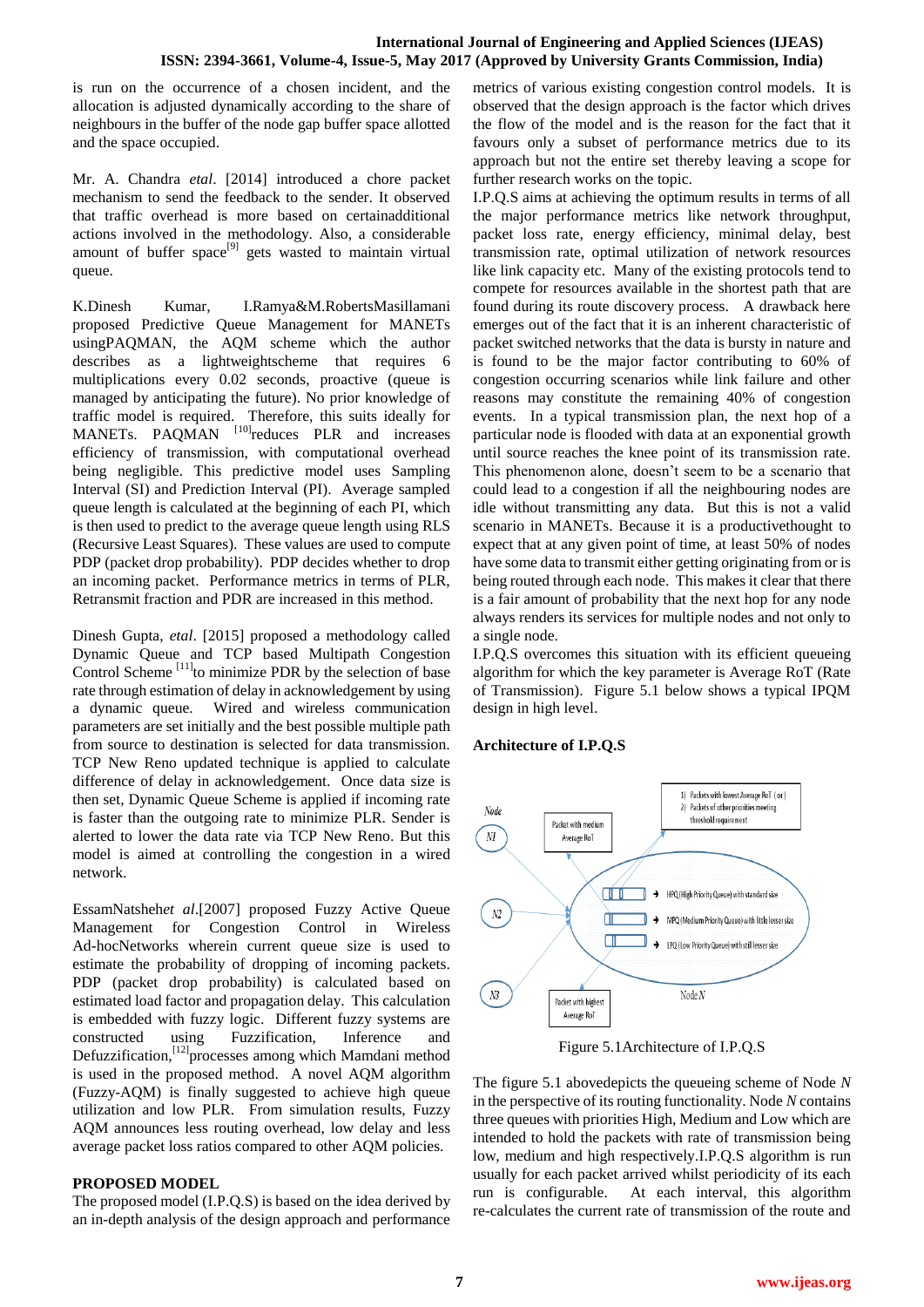is run on the occurrence of a chosen incident, and the allocation is adjusted dynamically according to the share of neighbours in the buffer of the node gap buffer space allotted and the space occupied.

Mr. A. Chandra *etal*. [2014] introduced a chore packet mechanism to send the feedback to the sender. It observed that traffic overhead is more based on certainadditional actions involved in the methodology. Also, a considerable amount of buffer space[9] gets wasted to maintain virtual queue.

K.Dinesh Kumar, I.Ramya&M.RobertsMasillamani proposed Predictive Queue Management for MANETs usingPAQMAN, the AQM scheme which the author describes as a lightweightscheme that requires 6 multiplications every 0.02 seconds, proactive (queue is managed by anticipating the future). No prior knowledge of traffic model is required. Therefore, this suits ideally for MANETs. PAQMAN [10]reduces PLR and increases efficiency of transmission, with computational overhead being negligible. This predictive model uses Sampling Interval (SI) and Prediction Interval (PI). Average sampled queue length is calculated at the beginning of each PI, which is then used to predict to the average queue length using RLS (Recursive Least Squares). These values are used to compute PDP (packet drop probability). PDP decides whether to drop an incoming packet. Performance metrics in terms of PLR, Retransmit fraction and PDR are increased in this method.

Dinesh Gupta, *etal*. [2015] proposed a methodology called Dynamic Queue and TCP based Multipath Congestion Control Scheme [11]to minimize PDR by the selection of base rate through estimation of delay in acknowledgement by using a dynamic queue. Wired and wireless communication parameters are set initially and the best possible multiple path from source to destination is selected for data transmission. TCP New Reno updated technique is applied to calculate difference of delay in acknowledgement. Once data size is then set, Dynamic Queue Scheme is applied if incoming rate is faster than the outgoing rate to minimize PLR. Sender is alerted to lower the data rate via TCP New Reno. But this model is aimed at controlling the congestion in a wired network.

EssamNatsheh*et al*.[2007] proposed Fuzzy Active Queue Management for Congestion Control in Wireless Ad-hocNetworks wherein current queue size is used to estimate the probability of dropping of incoming packets. PDP (packet drop probability) is calculated based on estimated load factor and propagation delay. This calculation is embedded with fuzzy logic. Different fuzzy systems are constructed using Fuzzification, Inference and Defuzzification,[12]processes among which Mamdani method is used in the proposed method. A novel AQM algorithm (Fuzzy-AQM) is finally suggested to achieve high queue utilization and low PLR. From simulation results, Fuzzy AQM announces less routing overhead, low delay and less average packet loss ratios compared to other AQM policies.

**PROPOSED MODEL**

The proposed model (I.P.Q.S) is based on the idea derived by an in-depth analysis of the design approach and performance metrics of various existing congestion control models. It is observed that the design approach is the factor which drives the flow of the model and is the reason for the fact that it favours only a subset of performance metrics due to its approach but not the entire set thereby leaving a scope for further research works on the topic.

I.P.Q.S aims at achieving the optimum results in terms of all the major performance metrics like network throughput, packet loss rate, energy efficiency, minimal delay, best transmission rate, optimal utilization of network resources like link capacity etc. Many of the existing protocols tend to compete for resources available in the shortest path that are found during its route discovery process. A drawback here emerges out of the fact that it is an inherent characteristic of packet switched networks that the data is bursty in nature and is found to be the major factor contributing to 60% of congestion occurring scenarios while link failure and other reasons may constitute the remaining 40% of congestion events. In a typical transmission plan, the next hop of a particular node is flooded with data at an exponential growth until source reaches the knee point of its transmission rate. This phenomenon alone, doesn't seem to be a scenario that could lead to a congestion if all the neighbouring nodes are idle without transmitting any data. But this is not a valid scenario in MANETs. Because it is a productivethought to expect that at any given point of time, at least 50% of nodes have some data to transmit either getting originating from or is being routed through each node. This makes it clear that there is a fair amount of probability that the next hop for any node always renders its services for multiple nodes and not only to a single node.

I.P.Q.S overcomes this situation with its efficient queueing algorithm for which the key parameter is Average RoT (Rate of Transmission). Figure 5.1 below shows a typical IPQM design in high level.

**Architecture of I.P.Q.S**

Figure 5.1Architecture of I.P.Q.S

The figure 5.1 abovedepicts the queueing scheme of Node *N* in the perspective of its routing functionality. Node *N* contains three queues with priorities High, Medium and Low which are intended to hold the packets with rate of transmission being low, medium and high respectively.I.P.Q.S algorithm is run usually for each packet arrived whilst periodicity of its each run is configurable. At each interval, this algorithm re-calculates the current rate of transmission of the route and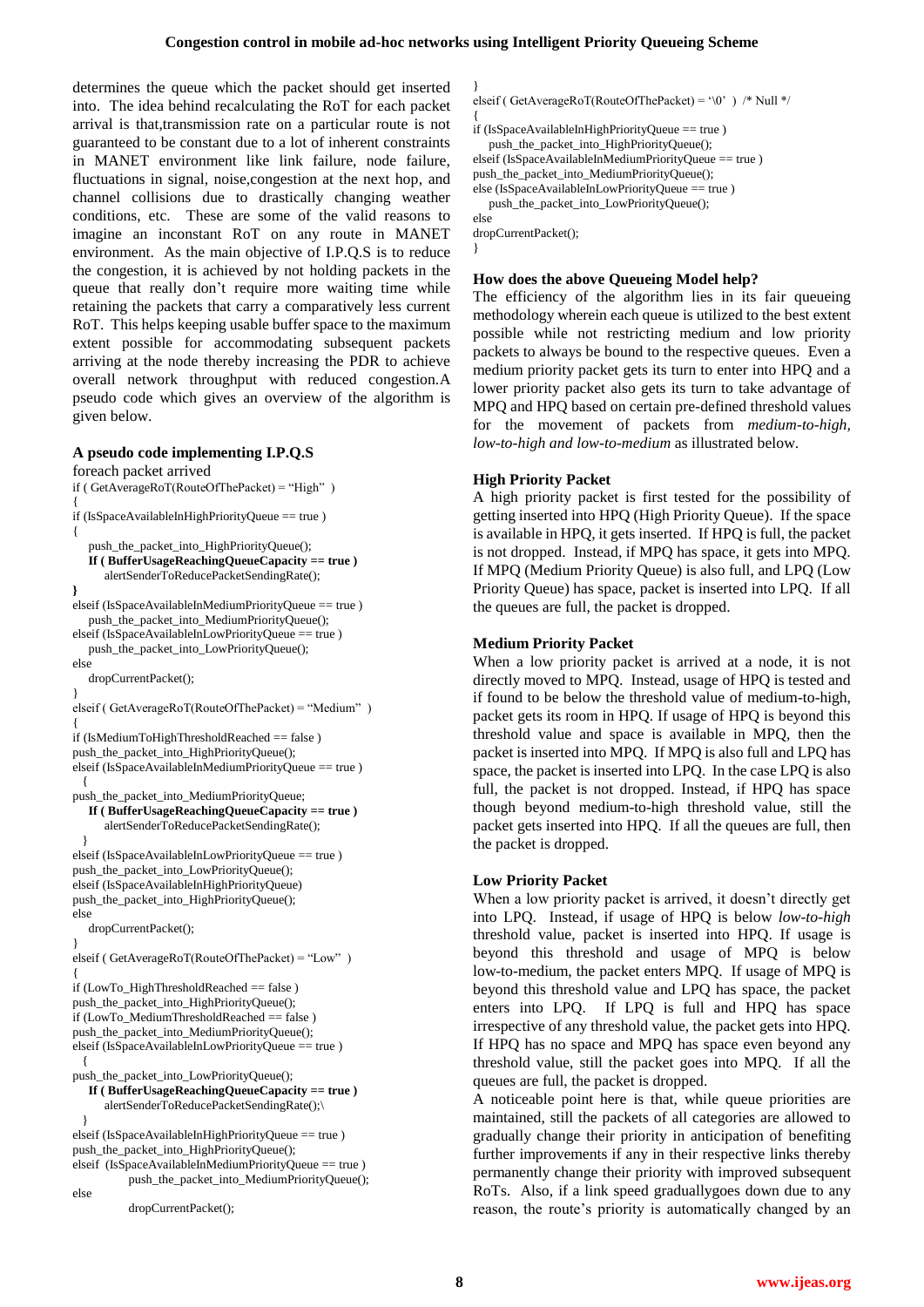determines the queue which the packet should get inserted into. The idea behind recalculating the RoT for each packet arrival is that,transmission rate on a particular route is not guaranteed to be constant due to a lot of inherent constraints in MANET environment like link failure, node failure, fluctuations in signal, noise,congestion at the next hop, and channel collisions due to drastically changing weather conditions, etc. These are some of the valid reasons to imagine an inconstant RoT on any route in MANET environment. As the main objective of I.P.Q.S is to reduce the congestion, it is achieved by not holding packets in the queue that really don't require more waiting time while retaining the packets that carry a comparatively less current RoT. This helps keeping usable buffer space to the maximum extent possible for accommodating subsequent packets arriving at the node thereby increasing the PDR to achieve overall network throughput with reduced congestion.A pseudo code which gives an overview of the algorithm is given below.

**A pseudo code implementing I.P.Q.S**

```
foreach packet arrived
if ( GetAverageRoT(RouteOfThePacket) = "High" )
{
if (IsSpaceAvailableInHighPriorityQueue == true )
{
   push_the_packet_into_HighPriorityQueue();
   If ( BufferUsageReachingQueueCapacity == true )
      alertSenderToReducePacketSendingRate();
}
elseif (IsSpaceAvailableInMediumPriorityQueue == true )
   push_the_packet_into_MediumPriorityQueue();
elseif (IsSpaceAvailableInLowPriorityQueue == true )
   push_the_packet_into_LowPriorityQueue();
else
   dropCurrentPacket();
}
elseif ( GetAverageRoT(RouteOfThePacket) = "Medium" )
{
if (IsMediumToHighThresholdReached == false )
push_the_packet_into_HighPriorityQueue();
elseif (IsSpaceAvailableInMediumPriorityQueue == true )
  {
push_the_packet_into_MediumPriorityQueue;
   If ( BufferUsageReachingQueueCapacity == true )
      alertSenderToReducePacketSendingRate();
  }
elseif (IsSpaceAvailableInLowPriorityQueue == true )
push_the_packet_into_LowPriorityQueue();
elseif (IsSpaceAvailableInHighPriorityQueue)
push_the_packet_into_HighPriorityQueue();
else
   dropCurrentPacket();
}
elseif ( GetAverageRoT(RouteOfThePacket) = "Low" )
{
if (LowTo_HighThresholdReached == false )
push_the_packet_into_HighPriorityQueue();
if (LowTo_MediumThresholdReached == false )
push_the_packet_into_MediumPriorityQueue();
elseif (IsSpaceAvailableInLowPriorityQueue == true )
  {
push_the_packet_into_LowPriorityQueue();
   If ( BufferUsageReachingQueueCapacity == true )
      alertSenderToReducePacketSendingRate();\
  }
elseif (IsSpaceAvailableInHighPriorityQueue == true )
push_the_packet_into_HighPriorityQueue();
elseif  (IsSpaceAvailableInMediumPriorityQueue == true )
         push_the_packet_into_MediumPriorityQueue();
else
         dropCurrentPacket();
}
elseif ( GetAverageRoT(RouteOfThePacket) = '\0' )  /* Null */
{
if (IsSpaceAvailableInHighPriorityQueue == true )
   push_the_packet_into_HighPriorityQueue();
elseif (IsSpaceAvailableInMediumPriorityQueue == true )
push_the_packet_into_MediumPriorityQueue();
else (IsSpaceAvailableInLowPriorityQueue == true )
   push_the_packet_into_LowPriorityQueue();
else
dropCurrentPacket();
}
```

**How does the above Queueing Model help?**

The efficiency of the algorithm lies in its fair queueing methodology wherein each queue is utilized to the best extent possible while not restricting medium and low priority packets to always be bound to the respective queues. Even a medium priority packet gets its turn to enter into HPQ and a lower priority packet also gets its turn to take advantage of MPQ and HPQ based on certain pre-defined threshold values for the movement of packets from *medium-to-high, low-to-high and low-to-medium* as illustrated below.

**High Priority Packet**

A high priority packet is first tested for the possibility of getting inserted into HPQ (High Priority Queue). If the space is available in HPQ, it gets inserted. If HPQ is full, the packet is not dropped. Instead, if MPQ has space, it gets into MPQ. If MPQ (Medium Priority Queue) is also full, and LPQ (Low Priority Queue) has space, packet is inserted into LPQ. If all the queues are full, the packet is dropped.

**Medium Priority Packet**

When a low priority packet is arrived at a node, it is not directly moved to MPQ. Instead, usage of HPQ is tested and if found to be below the threshold value of medium-to-high, packet gets its room in HPQ. If usage of HPQ is beyond this threshold value and space is available in MPQ, then the packet is inserted into MPQ. If MPQ is also full and LPQ has space, the packet is inserted into LPQ. In the case LPQ is also full, the packet is not dropped. Instead, if HPQ has space though beyond medium-to-high threshold value, still the packet gets inserted into HPQ. If all the queues are full, then the packet is dropped.

**Low Priority Packet**

When a low priority packet is arrived, it doesn't directly get into LPQ. Instead, if usage of HPQ is below *low-to-high* threshold value, packet is inserted into HPQ. If usage is beyond this threshold and usage of MPQ is below low-to-medium, the packet enters MPQ. If usage of MPQ is beyond this threshold value and LPQ has space, the packet enters into LPQ. If LPQ is full and HPQ has space irrespective of any threshold value, the packet gets into HPQ. If HPQ has no space and MPQ has space even beyond any threshold value, still the packet goes into MPQ. If all the queues are full, the packet is dropped.

A noticeable point here is that, while queue priorities are maintained, still the packets of all categories are allowed to gradually change their priority in anticipation of benefiting further improvements if any in their respective links thereby permanently change their priority with improved subsequent RoTs. Also, if a link speed graduallygoes down due to any reason, the route's priority is automatically changed by an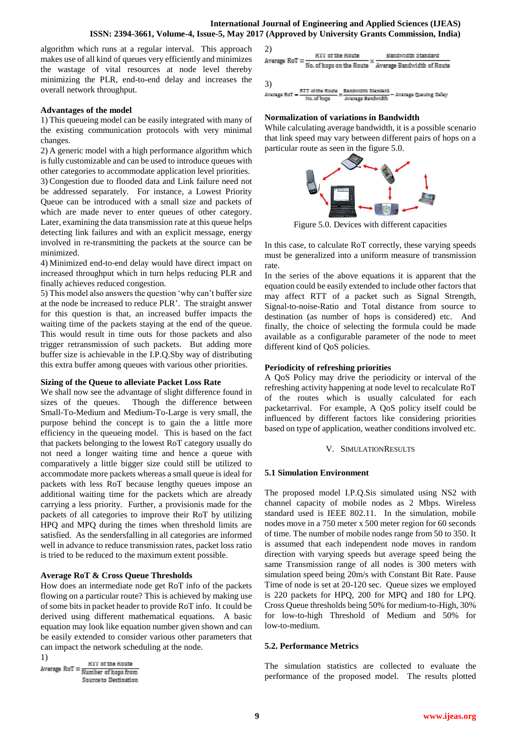algorithm which runs at a regular interval. This approach makes use of all kind of queues very efficiently and minimizes the wastage of vital resources at node level thereby minimizing the PLR, end-to-end delay and increases the overall network throughput.

### Advantages of the model

1) This queueing model can be easily integrated with many of the existing communication protocols with very minimal changes.
2) A generic model with a high performance algorithm which is fully customizable and can be used to introduce queues with other categories to accommodate application level priorities.
3) Congestion due to flooded data and Link failure need not be addressed separately. For instance, a Lowest Priority Queue can be introduced with a small size and packets of which are made never to enter queues of other category. Later, examining the data transmission rate at this queue helps detecting link failures and with an explicit message, energy involved in re-transmitting the packets at the source can be minimized.
4) Minimized end-to-end delay would have direct impact on increased throughput which in turn helps reducing PLR and finally achieves reduced congestion.
5) This model also answers the question 'why can't buffer size at the node be increased to reduce PLR'. The straight answer for this question is that, an increased buffer impacts the waiting time of the packets staying at the end of the queue. This would result in time outs for those packets and also trigger retransmission of such packets. But adding more buffer size is achievable in the I.P.Q.Sby way of distributing this extra buffer among queues with various other priorities.

### Sizing of the Queue to alleviate Packet Loss Rate

We shall now see the advantage of slight difference found in sizes of the queues. Though the difference between Small-To-Medium and Medium-To-Large is very small, the purpose behind the concept is to gain the a little more efficiency in the queueing model. This is based on the fact that packets belonging to the lowest RoT category usually do not need a longer waiting time and hence a queue with comparatively a little bigger size could still be utilized to accommodate more packets whereas a small queue is ideal for packets with less RoT because lengthy queues impose an additional waiting time for the packets which are already carrying a less priority. Further, a provisionis made for the packets of all categories to improve their RoT by utilizing HPQ and MPQ during the times when threshold limits are satisfied. As the sendersfalling in all categories are informed well in advance to reduce transmission rates, packet loss ratio is tried to be reduced to the maximum extent possible.

### Average RoT & Cross Queue Thresholds

How does an intermediate node get RoT info of the packets flowing on a particular route? This is achieved by making use of some bits in packet header to provide RoT info. It could be derived using different mathematical equations. A basic equation may look like equation number given shown and can be easily extended to consider various other parameters that can impact the network scheduling at the node.

1)
$$\text{Average RoT} = \frac{\text{RTT of the Route}}{\text{Number of hops from Source to Destination}}$$

2)
$$\text{Average RoT} = \frac{\text{RTT of the Route}}{\text{No. of hops on the Route}} \times \frac{\text{Bandwidth Standard}}{\text{Average Bandwidth of Route}}$$

3)
$$\text{Average RoT} = \frac{\text{RTT of the Route}}{\text{No. of hops}} \times \frac{\text{Bandwidth Standard}}{\text{Average Bandwidth}} - \text{Average Queuing Delay}$$

### Normalization of variations in Bandwidth

While calculating average bandwidth, it is a possible scenario that link speed may vary between different pairs of hops on a particular route as seen in the figure 5.0.

Figure 5.0. Devices with different capacities

In this case, to calculate RoT correctly, these varying speeds must be generalized into a uniform measure of transmission rate.

In the series of the above equations it is apparent that the equation could be easily extended to include other factors that may affect RTT of a packet such as Signal Strength, Signal-to-noise-Ratio and Total distance from source to destination (as number of hops is considered) etc. And finally, the choice of selecting the formula could be made available as a configurable parameter of the node to meet different kind of QoS policies.

### Periodicity of refreshing priorities

A QoS Policy may drive the periodicity or interval of the refreshing activity happening at node level to recalculate RoT of the routes which is usually calculated for each packetarrival. For example, A QoS policy itself could be influenced by different factors like considering priorities based on type of application, weather conditions involved etc.

## V. SIMULATIONRESULTS

### 5.1 Simulation Environment

The proposed model I.P.Q.Sis simulated using NS2 with channel capacity of mobile nodes as 2 Mbps. Wireless standard used is IEEE 802.11. In the simulation, mobile nodes move in a 750 meter x 500 meter region for 60 seconds of time. The number of mobile nodes range from 50 to 350. It is assumed that each independent node moves in random direction with varying speeds but average speed being the same Transmission range of all nodes is 300 meters with simulation speed being 20m/s with Constant Bit Rate. Pause Time of node is set at 20-120 sec. Queue sizes we employed is 220 packets for HPQ, 200 for MPQ and 180 for LPQ. Cross Queue thresholds being 50% for medium-to-High, 30% for low-to-high Threshold of Medium and 50% for low-to-medium.

### 5.2. Performance Metrics

The simulation statistics are collected to evaluate the performance of the proposed model. The results plotted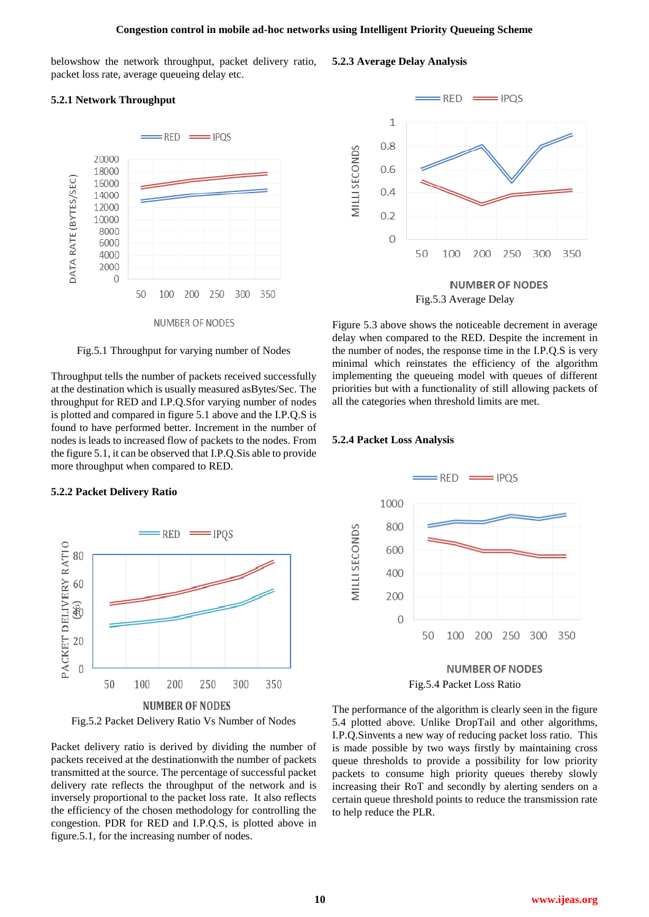belowshow the network throughput, packet delivery ratio, packet loss rate, average queueing delay etc.

### 5.2.1 Network Throughput

Fig.5.1 Throughput for varying number of Nodes

Throughput tells the number of packets received successfully at the destination which is usually measured asBytes/Sec. The throughput for RED and I.P.Q.Sfor varying number of nodes is plotted and compared in figure 5.1 above and the I.P.Q.S is found to have performed better. Increment in the number of nodes is leads to increased flow of packets to the nodes. From the figure 5.1, it can be observed that I.P.Q.Sis able to provide more throughput when compared to RED.

### 5.2.2 Packet Delivery Ratio

Fig.5.2 Packet Delivery Ratio Vs Number of Nodes

Packet delivery ratio is derived by dividing the number of packets received at the destinationwith the number of packets transmitted at the source. The percentage of successful packet delivery rate reflects the throughput of the network and is inversely proportional to the packet loss rate. It also reflects the efficiency of the chosen methodology for controlling the congestion. PDR for RED and I.P.Q.S, is plotted above in figure.5.1, for the increasing number of nodes.

### 5.2.3 Average Delay Analysis

Fig.5.3 Average Delay

Figure 5.3 above shows the noticeable decrement in average delay when compared to the RED. Despite the increment in the number of nodes, the response time in the I.P.Q.S is very minimal which reinstates the efficiency of the algorithm implementing the queueing model with queues of different priorities but with a functionality of still allowing packets of all the categories when threshold limits are met.

### 5.2.4 Packet Loss Analysis

Fig.5.4 Packet Loss Ratio

The performance of the algorithm is clearly seen in the figure 5.4 plotted above. Unlike DropTail and other algorithms, I.P.Q.Sinvents a new way of reducing packet loss ratio. This is made possible by two ways firstly by maintaining cross queue thresholds to provide a possibility for low priority packets to consume high priority queues thereby slowly increasing their RoT and secondly by alerting senders on a certain queue threshold points to reduce the transmission rate to help reduce the PLR.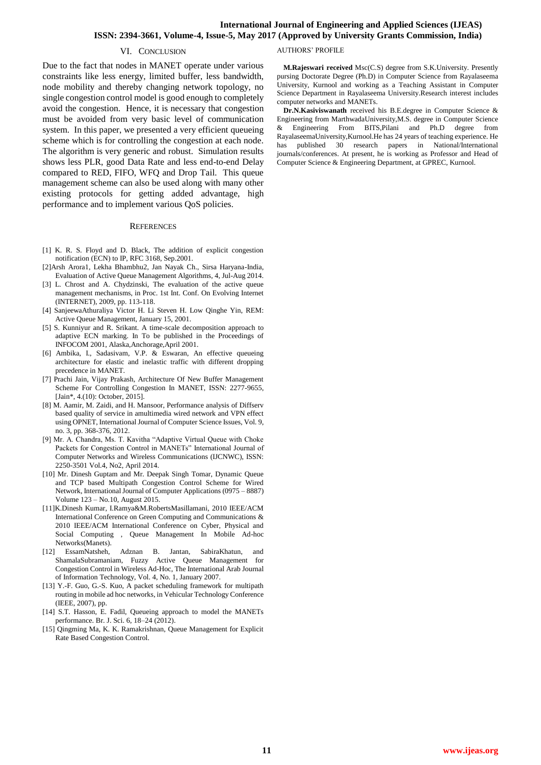## VI. CONCLUSION

Due to the fact that nodes in MANET operate under various constraints like less energy, limited buffer, less bandwidth, node mobility and thereby changing network topology, no single congestion control model is good enough to completely avoid the congestion. Hence, it is necessary that congestion must be avoided from very basic level of communication system. In this paper, we presented a very efficient queueing scheme which is for controlling the congestion at each node. The algorithm is very generic and robust. Simulation results shows less PLR, good Data Rate and less end-to-end Delay compared to RED, FIFO, WFQ and Drop Tail. This queue management scheme can also be used along with many other existing protocols for getting added advantage, high performance and to implement various QoS policies.

## REFERENCES

[1] K. R. S. Floyd and D. Black, The addition of explicit congestion notification (ECN) to IP, RFC 3168, Sep.2001.

[2]Arsh Arora1, Lekha Bhambhu2, Jan Nayak Ch., Sirsa Haryana-India, Evaluation of Active Queue Management Algorithms, 4, Jul-Aug 2014.

[3] L. Chrost and A. Chydzinski, The evaluation of the active queue management mechanisms, in Proc. 1st Int. Conf. On Evolving Internet (INTERNET), 2009, pp. 113-118.

[4] SanjeewaAthuraliya Victor H. Li Steven H. Low Qinghe Yin, REM: Active Queue Management, January 15, 2001.

[5] S. Kunniyur and R. Srikant. A time-scale decomposition approach to adaptive ECN marking. In To be published in the Proceedings of INFOCOM 2001, Alaska,Anchorage,April 2001.

[6] Ambika, I., Sadasivam, V.P. & Eswaran, An effective queueing architecture for elastic and inelastic traffic with different dropping precedence in MANET.

[7] Prachi Jain, Vijay Prakash, Architecture Of New Buffer Management Scheme For Controlling Congestion In MANET, ISSN: 2277-9655, [Jain*, 4.(10): October, 2015].

[8] M. Aamir, M. Zaidi, and H. Mansoor, Performance analysis of Diffserv based quality of service in amultimedia wired network and VPN effect using OPNET, International Journal of Computer Science Issues, Vol. 9, no. 3, pp. 368-376, 2012.

[9] Mr. A. Chandra, Ms. T. Kavitha "Adaptive Virtual Queue with Choke Packets for Congestion Control in MANETs" International Journal of Computer Networks and Wireless Communications (IJCNWC), ISSN: 2250-3501 Vol.4, No2, April 2014.

[10] Mr. Dinesh Guptam and Mr. Deepak Singh Tomar, Dynamic Queue and TCP based Multipath Congestion Control Scheme for Wired Network, International Journal of Computer Applications (0975 – 8887) Volume 123 – No.10, August 2015.

[11]K.Dinesh Kumar, I.Ramya&M.RobertsMasillamani, 2010 IEEE/ACM International Conference on Green Computing and Communications & 2010 IEEE/ACM International Conference on Cyber, Physical and Social Computing , Queue Management In Mobile Ad-hoc Networks(Manets).

[12] EssamNatsheh, Adznan B. Jantan, SabiraKhatun, and ShamalaSubramaniam, Fuzzy Active Queue Management for Congestion Control in Wireless Ad-Hoc, The International Arab Journal of Information Technology, Vol. 4, No. 1, January 2007.

[13] Y.-F. Guo, G.-S. Kuo, A packet scheduling framework for multipath routing in mobile ad hoc networks, in Vehicular Technology Conference (IEEE, 2007), pp.

[14] S.T. Hasson, E. Fadil, Queueing approach to model the MANETs performance. Br. J. Sci. 6, 18–24 (2012).

[15] Qingming Ma, K. K. Ramakrishnan, Queue Management for Explicit Rate Based Congestion Control.

## AUTHORS' PROFILE

**M.Rajeswari received** Msc(C.S) degree from S.K.University. Presently pursing Doctorate Degree (Ph.D) in Computer Science from Rayalaseema University, Kurnool and working as a Teaching Assistant in Computer Science Department in Rayalaseema University.Research interest includes computer networks and MANETs.

**Dr.N.Kasiviswanath** received his B.E.degree in Computer Science & Engineering from MarthwadaUniversity,M.S. degree in Computer Science & Engineering From BITS,Pilani and Ph.D degree from RayalaseemaUniversity,Kurnool.He has 24 years of teaching experience. He has published 30 research papers in National/International journals/conferences. At present, he is working as Professor and Head of Computer Science & Engineering Department, at GPREC, Kurnool.